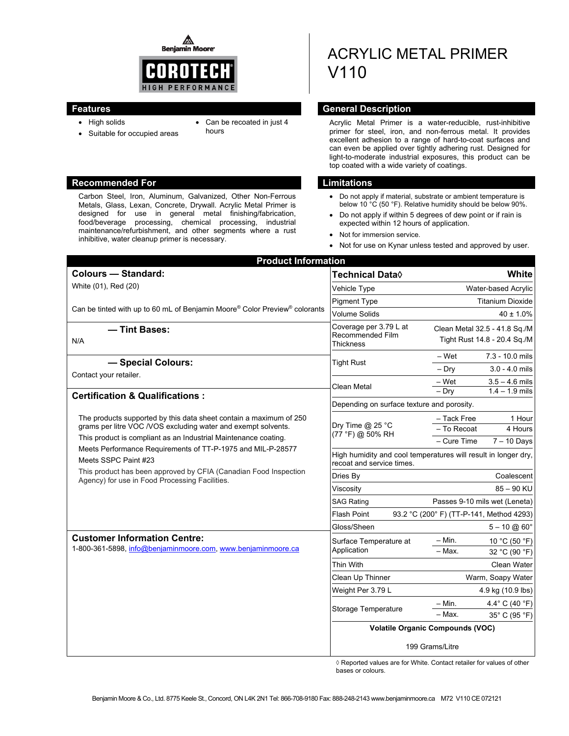Benjamin Moore

COROTECH

HIGH PERFORMANCE

# ACRYLIC METAL PRIMER V110

## Features

- High solids
- Suitable for occupied areas
- Can be recoated in just 4 hours

## General Description

Acrylic Metal Primer is a water-reducible, rust-inhibitive primer for steel, iron, and non-ferrous metal. It provides excellent adhesion to a range of hard-to-coat surfaces and can even be applied over tightly adhering rust. Designed for light-to-moderate industrial exposures, this product can be top coated with a wide variety of coatings.

## Recommended For

Carbon Steel, Iron, Aluminum, Galvanized, Other Non-Ferrous Metals, Glass, Lexan, Concrete, Drywall. Acrylic Metal Primer is designed for use in general metal finishing/fabrication, food/beverage processing, chemical processing, industrial maintenance/refurbishment, and other segments where a rust inhibitive, water cleanup primer is necessary.

## Limitations

- Do not apply if material, substrate or ambient temperature is below 10 °C (50 °F). Relative humidity should be below 90%.
- Do not apply if within 5 degrees of dew point or if rain is expected within 12 hours of application.
- Not for immersion service.
- Not for use on Kynar unless tested and approved by user.

## Product Information

### Colours — Standard:

White (01), Red (20)

Can be tinted with up to 60 mL of Benjamin Moore® Color Preview® colorants

### — Tint Bases:

N/A

### — Special Colours:

Contact your retailer.

### Certification & Qualifications :

The products supported by this data sheet contain a maximum of 250 grams per litre VOC /VOS excluding water and exempt solvents.

This product is compliant as an Industrial Maintenance coating.

Meets Performance Requirements of TT-P-1975 and MIL-P-28577

Meets SSPC Paint #23

This product has been approved by CFIA (Canadian Food Inspection Agency) for use in Food Processing Facilities.

### Customer Information Centre:

1-800-361-5898, info@benjaminmoore.com, www.benjaminmoore.ca

| Technical Data◊ | | White |
|---|---|---|
| Vehicle Type | | Water-based Acrylic |
| Pigment Type | | Titanium Dioxide |
| Volume Solids | | 40 ± 1.0% |
| Coverage per 3.79 L at Recommended Film Thickness | | Clean Metal 32.5 - 41.8 Sq./M<br>Tight Rust 14.8 - 20.4 Sq./M |
| Tight Rust | – Wet | 7.3 - 10.0 mils |
| | – Dry | 3.0 - 4.0 mils |
| Clean Metal | – Wet | 3.5 – 4.6 mils |
| | – Dry | 1.4 – 1.9 mils |
| Depending on surface texture and porosity. | | |
| Dry Time @ 25 °C (77 °F) @ 50% RH | – Tack Free | 1 Hour |
| | – To Recoat | 4 Hours |
| | – Cure Time | 7 – 10 Days |
| High humidity and cool temperatures will result in longer dry, recoat and service times. | | |
| Dries By | | Coalescent |
| Viscosity | | 85 – 90 KU |
| SAG Rating | | Passes 9-10 mils wet (Leneta) |
| Flash Point | | 93.2 °C (200° F) (TT-P-141, Method 4293) |
| Gloss/Sheen | | 5 – 10 @ 60° |
| Surface Temperature at Application | – Min. | 10 °C (50 °F) |
| | – Max. | 32 °C (90 °F) |
| Thin With | | Clean Water |
| Clean Up Thinner | | Warm, Soapy Water |
| Weight Per 3.79 L | | 4.9 kg (10.9 lbs) |
| Storage Temperature | – Min. | 4.4° C (40 °F) |
| | – Max. | 35° C (95 °F) |
| Volatile Organic Compounds (VOC) | | |
| 199 Grams/Litre | | |

◊ Reported values are for White. Contact retailer for values of other bases or colours.

Benjamin Moore & Co., Ltd. 8775 Keele St., Concord, ON L4K 2N1 Tel: 866-708-9180 Fax: 888-248-2143 www.benjaminmoore.ca M72 V110 CE 072121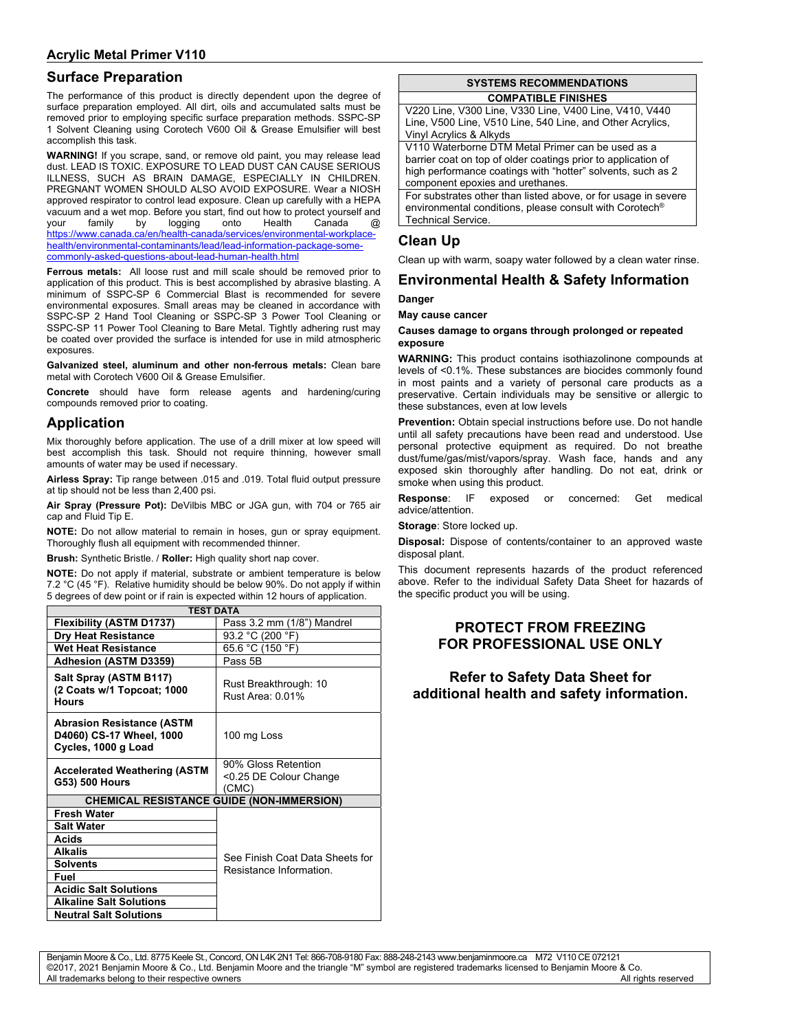## Acrylic Metal Primer V110

## Surface Preparation

The performance of this product is directly dependent upon the degree of surface preparation employed. All dirt, oils and accumulated salts must be removed prior to employing specific surface preparation methods. SSPC-SP 1 Solvent Cleaning using Corotech V600 Oil & Grease Emulsifier will best accomplish this task.

**WARNING!** If you scrape, sand, or remove old paint, you may release lead dust. LEAD IS TOXIC. EXPOSURE TO LEAD DUST CAN CAUSE SERIOUS ILLNESS, SUCH AS BRAIN DAMAGE, ESPECIALLY IN CHILDREN. PREGNANT WOMEN SHOULD ALSO AVOID EXPOSURE. Wear a NIOSH approved respirator to control lead exposure. Clean up carefully with a HEPA vacuum and a wet mop. Before you start, find out how to protect yourself and your family by logging onto Health Canada @ https://www.canada.ca/en/health-canada/services/environmental-workplace-health/environmental-contaminants/lead/lead-information-package-some-commonly-asked-questions-about-lead-human-health.html

**Ferrous metals:** All loose rust and mill scale should be removed prior to application of this product. This is best accomplished by abrasive blasting. A minimum of SSPC-SP 6 Commercial Blast is recommended for severe environmental exposures. Small areas may be cleaned in accordance with SSPC-SP 2 Hand Tool Cleaning or SSPC-SP 3 Power Tool Cleaning or SSPC-SP 11 Power Tool Cleaning to Bare Metal. Tightly adhering rust may be coated over provided the surface is intended for use in mild atmospheric exposures.

**Galvanized steel, aluminum and other non-ferrous metals:** Clean bare metal with Corotech V600 Oil & Grease Emulsifier.

**Concrete** should have form release agents and hardening/curing compounds removed prior to coating.

## Application

Mix thoroughly before application. The use of a drill mixer at low speed will best accomplish this task. Should not require thinning, however small amounts of water may be used if necessary.

**Airless Spray:** Tip range between .015 and .019. Total fluid output pressure at tip should not be less than 2,400 psi.

**Air Spray (Pressure Pot):** DeVilbis MBC or JGA gun, with 704 or 765 air cap and Fluid Tip E.

**NOTE:** Do not allow material to remain in hoses, gun or spray equipment. Thoroughly flush all equipment with recommended thinner.

**Brush:** Synthetic Bristle. / **Roller:** High quality short nap cover.

**NOTE:** Do not apply if material, substrate or ambient temperature is below 7.2 °C (45 °F). Relative humidity should be below 90%. Do not apply if within 5 degrees of dew point or if rain is expected within 12 hours of application.

| TEST DATA | |
|---|---|
| **Flexibility (ASTM D1737)** | Pass 3.2 mm (1/8") Mandrel |
| **Dry Heat Resistance** | 93.2 °C (200 °F) |
| **Wet Heat Resistance** | 65.6 °C (150 °F) |
| **Adhesion (ASTM D3359)** | Pass 5B |
| **Salt Spray (ASTM B117) (2 Coats w/1 Topcoat; 1000 Hours** | Rust Breakthrough: 10<br>Rust Area: 0.01% |
| **Abrasion Resistance (ASTM D4060) CS-17 Wheel, 1000 Cycles, 1000 g Load** | 100 mg Loss |
| **Accelerated Weathering (ASTM G53) 500 Hours** | 90% Gloss Retention<br><0.25 DE Colour Change (CMC) |
| **CHEMICAL RESISTANCE GUIDE (NON-IMMERSION)** | |
| **Fresh Water** | See Finish Coat Data Sheets for Resistance Information. |
| **Salt Water** | |
| **Acids** | |
| **Alkalis** | |
| **Solvents** | |
| **Fuel** | |
| **Acidic Salt Solutions** | |
| **Alkaline Salt Solutions** | |
| **Neutral Salt Solutions** | |

| SYSTEMS RECOMMENDATIONS |
|---|
| **COMPATIBLE FINISHES** |
| V220 Line, V300 Line, V330 Line, V400 Line, V410, V440 Line, V500 Line, V510 Line, 540 Line, and Other Acrylics, Vinyl Acrylics & Alkyds |
| V110 Waterborne DTM Metal Primer can be used as a barrier coat on top of older coatings prior to application of high performance coatings with "hotter" solvents, such as 2 component epoxies and urethanes. |
| For substrates other than listed above, or for usage in severe environmental conditions, please consult with Corotech® Technical Service. |

## Clean Up

Clean up with warm, soapy water followed by a clean water rinse.

## Environmental Health & Safety Information

**Danger**

**May cause cancer**

**Causes damage to organs through prolonged or repeated exposure**

**WARNING:** This product contains isothiazolinone compounds at levels of <0.1%. These substances are biocides commonly found in most paints and a variety of personal care products as a preservative. Certain individuals may be sensitive or allergic to these substances, even at low levels

**Prevention:** Obtain special instructions before use. Do not handle until all safety precautions have been read and understood. Use personal protective equipment as required. Do not breathe dust/fume/gas/mist/vapors/spray. Wash face, hands and any exposed skin thoroughly after handling. Do not eat, drink or smoke when using this product.

**Response**: IF exposed or concerned: Get medical advice/attention.

**Storage**: Store locked up.

**Disposal:** Dispose of contents/container to an approved waste disposal plant.

This document represents hazards of the product referenced above. Refer to the individual Safety Data Sheet for hazards of the specific product you will be using.

**PROTECT FROM FREEZING**
**FOR PROFESSIONAL USE ONLY**

**Refer to Safety Data Sheet for additional health and safety information.**

Benjamin Moore & Co., Ltd. 8775 Keele St., Concord, ON L4K 2N1 Tel: 866-708-9180 Fax: 888-248-2143 www.benjaminmoore.ca M72 V110 CE 072121
©2017, 2021 Benjamin Moore & Co., Ltd. Benjamin Moore and the triangle "M" symbol are registered trademarks licensed to Benjamin Moore & Co.
All trademarks belong to their respective owners All rights reserved